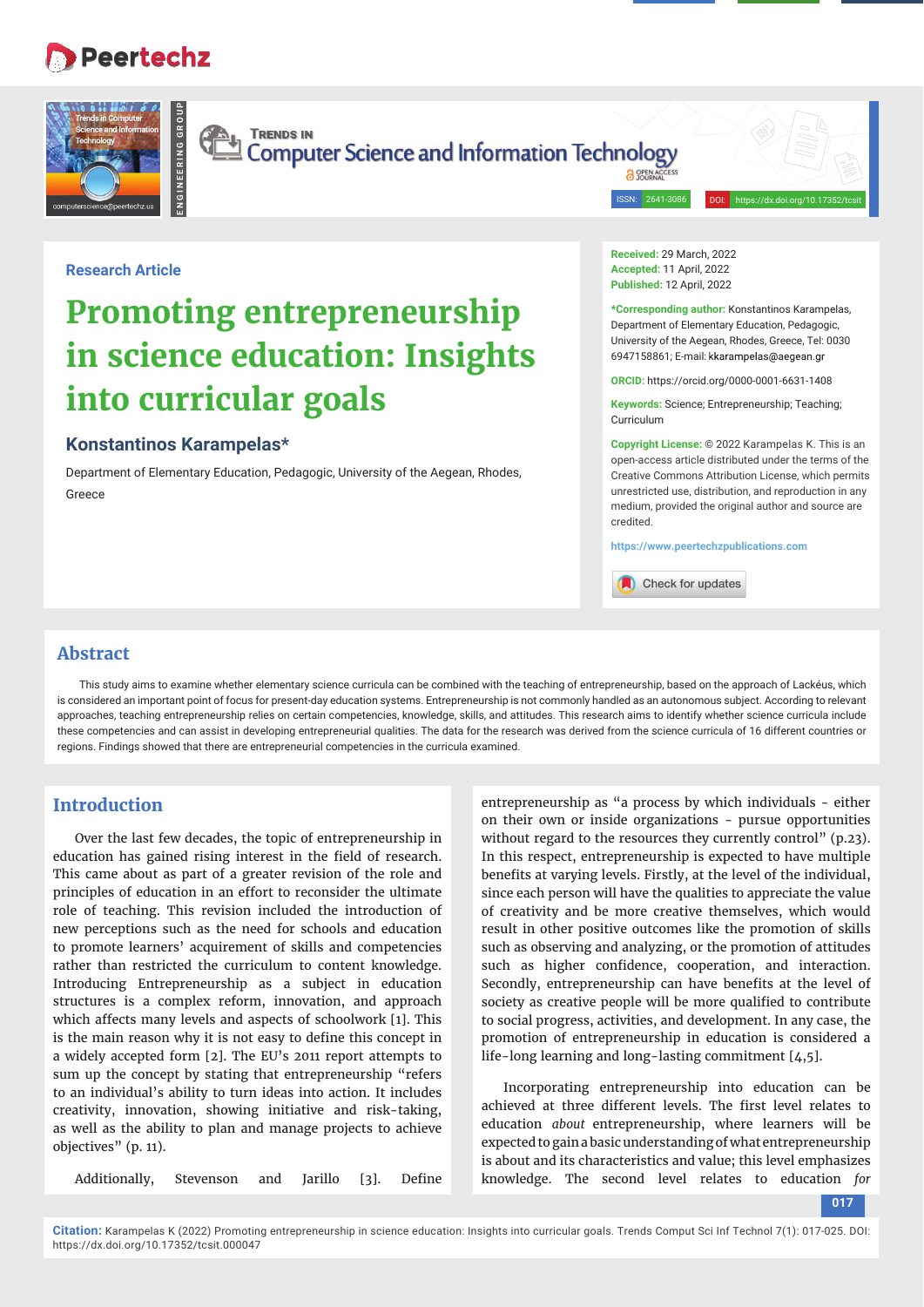Research Article

# Promoting entrepreneurship in science education: Insights into curricular goals

**Konstantinos Karampelas***

Department of Elementary Education, Pedagogic, University of the Aegean, Rhodes, Greece

**Received:** 29 March, 2022
**Accepted:** 11 April, 2022
**Published:** 12 April, 2022

***Corresponding author:** Konstantinos Karampelas, Department of Elementary Education, Pedagogic, University of the Aegean, Rhodes, Greece, Tel: 0030 6947158861; E-mail: kkarampelas@aegean.gr

**ORCID:** https://orcid.org/0000-0001-6631-1408

**Keywords:** Science; Entrepreneurship; Teaching; Curriculum

**Copyright License:** © 2022 Karampelas K. This is an open-access article distributed under the terms of the Creative Commons Attribution License, which permits unrestricted use, distribution, and reproduction in any medium, provided the original author and source are credited.

https://www.peertechzpublications.com

## Abstract

This study aims to examine whether elementary science curricula can be combined with the teaching of entrepreneurship, based on the approach of Lackéus, which is considered an important point of focus for present-day education systems. Entrepreneurship is not commonly handled as an autonomous subject. According to relevant approaches, teaching entrepreneurship relies on certain competencies, knowledge, skills, and attitudes. This research aims to identify whether science curricula include these competencies and can assist in developing entrepreneurial qualities. The data for the research was derived from the science curricula of 16 different countries or regions. Findings showed that there are entrepreneurial competencies in the curricula examined.

## Introduction

Over the last few decades, the topic of entrepreneurship in education has gained rising interest in the field of research. This came about as part of a greater revision of the role and principles of education in an effort to reconsider the ultimate role of teaching. This revision included the introduction of new perceptions such as the need for schools and education to promote learners' acquirement of skills and competencies rather than restricted the curriculum to content knowledge. Introducing Entrepreneurship as a subject in education structures is a complex reform, innovation, and approach which affects many levels and aspects of schoolwork [1]. This is the main reason why it is not easy to define this concept in a widely accepted form [2]. The EU's 2011 report attempts to sum up the concept by stating that entrepreneurship "refers to an individual's ability to turn ideas into action. It includes creativity, innovation, showing initiative and risk-taking, as well as the ability to plan and manage projects to achieve objectives" (p. 11).

Additionally, Stevenson and Jarillo [3]. Define entrepreneurship as "a process by which individuals - either on their own or inside organizations - pursue opportunities without regard to the resources they currently control" (p.23). In this respect, entrepreneurship is expected to have multiple benefits at varying levels. Firstly, at the level of the individual, since each person will have the qualities to appreciate the value of creativity and be more creative themselves, which would result in other positive outcomes like the promotion of skills such as observing and analyzing, or the promotion of attitudes such as higher confidence, cooperation, and interaction. Secondly, entrepreneurship can have benefits at the level of society as creative people will be more qualified to contribute to social progress, activities, and development. In any case, the promotion of entrepreneurship in education is considered a life-long learning and long-lasting commitment [4,5].

Incorporating entrepreneurship into education can be achieved at three different levels. The first level relates to education *about* entrepreneurship, where learners will be expected to gain a basic understanding of what entrepreneurship is about and its characteristics and value; this level emphasizes knowledge. The second level relates to education *for*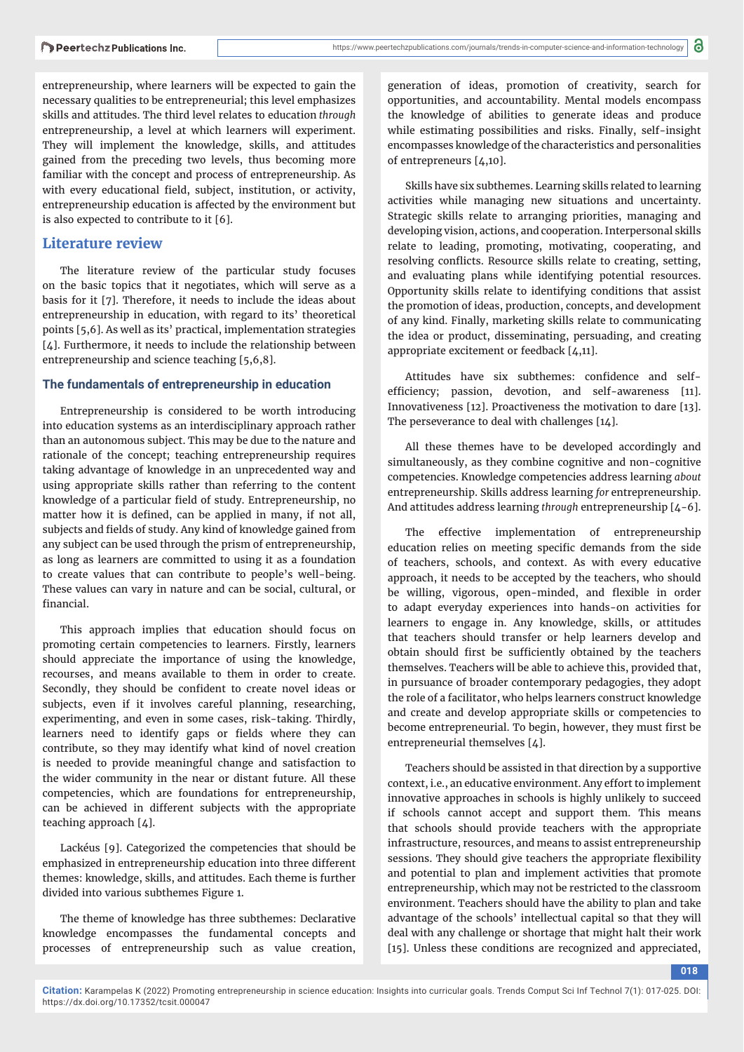entrepreneurship, where learners will be expected to gain the necessary qualities to be entrepreneurial; this level emphasizes skills and attitudes. The third level relates to education *through* entrepreneurship, a level at which learners will experiment. They will implement the knowledge, skills, and attitudes gained from the preceding two levels, thus becoming more familiar with the concept and process of entrepreneurship. As with every educational field, subject, institution, or activity, entrepreneurship education is affected by the environment but is also expected to contribute to it [6].

## Literature review

The literature review of the particular study focuses on the basic topics that it negotiates, which will serve as a basis for it [7]. Therefore, it needs to include the ideas about entrepreneurship in education, with regard to its' theoretical points [5,6]. As well as its' practical, implementation strategies [4]. Furthermore, it needs to include the relationship between entrepreneurship and science teaching [5,6,8].

### The fundamentals of entrepreneurship in education

Entrepreneurship is considered to be worth introducing into education systems as an interdisciplinary approach rather than an autonomous subject. This may be due to the nature and rationale of the concept; teaching entrepreneurship requires taking advantage of knowledge in an unprecedented way and using appropriate skills rather than referring to the content knowledge of a particular field of study. Entrepreneurship, no matter how it is defined, can be applied in many, if not all, subjects and fields of study. Any kind of knowledge gained from any subject can be used through the prism of entrepreneurship, as long as learners are committed to using it as a foundation to create values that can contribute to people's well-being. These values can vary in nature and can be social, cultural, or financial.

This approach implies that education should focus on promoting certain competencies to learners. Firstly, learners should appreciate the importance of using the knowledge, recourses, and means available to them in order to create. Secondly, they should be confident to create novel ideas or subjects, even if it involves careful planning, researching, experimenting, and even in some cases, risk-taking. Thirdly, learners need to identify gaps or fields where they can contribute, so they may identify what kind of novel creation is needed to provide meaningful change and satisfaction to the wider community in the near or distant future. All these competencies, which are foundations for entrepreneurship, can be achieved in different subjects with the appropriate teaching approach [4].

Lackéus [9]. Categorized the competencies that should be emphasized in entrepreneurship education into three different themes: knowledge, skills, and attitudes. Each theme is further divided into various subthemes Figure 1.

The theme of knowledge has three subthemes: Declarative knowledge encompasses the fundamental concepts and processes of entrepreneurship such as value creation, generation of ideas, promotion of creativity, search for opportunities, and accountability. Mental models encompass the knowledge of abilities to generate ideas and produce while estimating possibilities and risks. Finally, self-insight encompasses knowledge of the characteristics and personalities of entrepreneurs [4,10].

Skills have six subthemes. Learning skills related to learning activities while managing new situations and uncertainty. Strategic skills relate to arranging priorities, managing and developing vision, actions, and cooperation. Interpersonal skills relate to leading, promoting, motivating, cooperating, and resolving conflicts. Resource skills relate to creating, setting, and evaluating plans while identifying potential resources. Opportunity skills relate to identifying conditions that assist the promotion of ideas, production, concepts, and development of any kind. Finally, marketing skills relate to communicating the idea or product, disseminating, persuading, and creating appropriate excitement or feedback [4,11].

Attitudes have six subthemes: confidence and self-efficiency; passion, devotion, and self-awareness [11]. Innovativeness [12]. Proactiveness the motivation to dare [13]. The perseverance to deal with challenges [14].

All these themes have to be developed accordingly and simultaneously, as they combine cognitive and non-cognitive competencies. Knowledge competencies address learning *about* entrepreneurship. Skills address learning *for* entrepreneurship. And attitudes address learning *through* entrepreneurship [4-6].

The effective implementation of entrepreneurship education relies on meeting specific demands from the side of teachers, schools, and context. As with every educative approach, it needs to be accepted by the teachers, who should be willing, vigorous, open-minded, and flexible in order to adapt everyday experiences into hands-on activities for learners to engage in. Any knowledge, skills, or attitudes that teachers should transfer or help learners develop and obtain should first be sufficiently obtained by the teachers themselves. Teachers will be able to achieve this, provided that, in pursuance of broader contemporary pedagogies, they adopt the role of a facilitator, who helps learners construct knowledge and create and develop appropriate skills or competencies to become entrepreneurial. To begin, however, they must first be entrepreneurial themselves [4].

Teachers should be assisted in that direction by a supportive context, i.e., an educative environment. Any effort to implement innovative approaches in schools is highly unlikely to succeed if schools cannot accept and support them. This means that schools should provide teachers with the appropriate infrastructure, resources, and means to assist entrepreneurship sessions. They should give teachers the appropriate flexibility and potential to plan and implement activities that promote entrepreneurship, which may not be restricted to the classroom environment. Teachers should have the ability to plan and take advantage of the schools' intellectual capital so that they will deal with any challenge or shortage that might halt their work [15]. Unless these conditions are recognized and appreciated,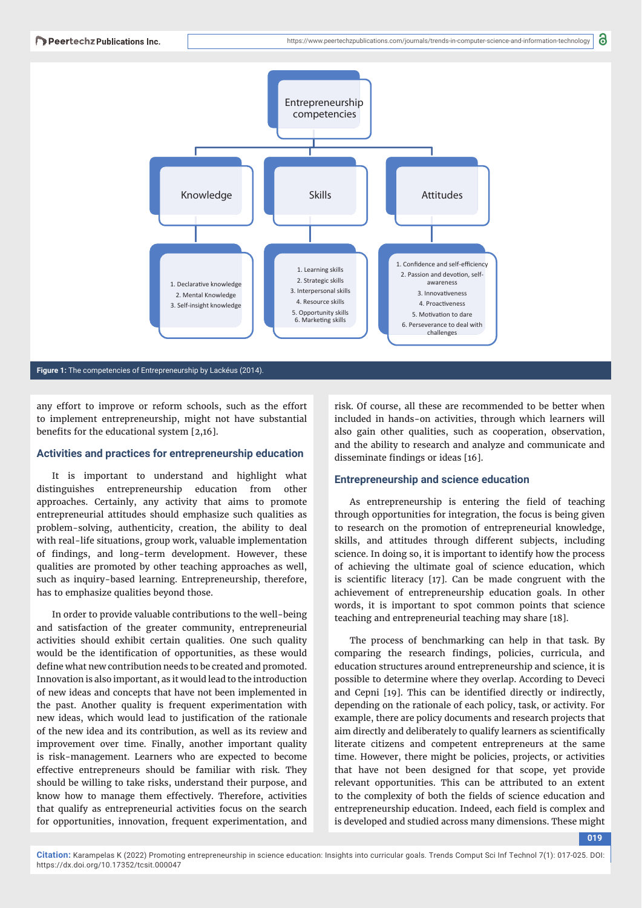Entrepreneurship competencies

- Knowledge
  1. Declarative knowledge
  2. Mental Knowledge
  3. Self-insight knowledge
- Skills
  1. Learning skills
  2. Strategic skills
  3. Interpersonal skills
  4. Resource skills
  5. Opportunity skills
  6. Marketing skills
- Attitudes
  1. Confidence and self-efficiency
  2. Passion and devotion, self-awareness
  3. Innovativeness
  4. Proactiveness
  5. Motivation to dare
  6. Perseverance to deal with challenges

**Figure 1:** The competencies of Entrepreneurship by Lackéus (2014).

any effort to improve or reform schools, such as the effort to implement entrepreneurship, might not have substantial benefits for the educational system [2,16].

## Activities and practices for entrepreneurship education

It is important to understand and highlight what distinguishes entrepreneurship education from other approaches. Certainly, any activity that aims to promote entrepreneurial attitudes should emphasize such qualities as problem-solving, authenticity, creation, the ability to deal with real-life situations, group work, valuable implementation of findings, and long-term development. However, these qualities are promoted by other teaching approaches as well, such as inquiry-based learning. Entrepreneurship, therefore, has to emphasize qualities beyond those.

In order to provide valuable contributions to the well-being and satisfaction of the greater community, entrepreneurial activities should exhibit certain qualities. One such quality would be the identification of opportunities, as these would define what new contribution needs to be created and promoted. Innovation is also important, as it would lead to the introduction of new ideas and concepts that have not been implemented in the past. Another quality is frequent experimentation with new ideas, which would lead to justification of the rationale of the new idea and its contribution, as well as its review and improvement over time. Finally, another important quality is risk-management. Learners who are expected to become effective entrepreneurs should be familiar with risk. They should be willing to take risks, understand their purpose, and know how to manage them effectively. Therefore, activities that qualify as entrepreneurial activities focus on the search for opportunities, innovation, frequent experimentation, and risk. Of course, all these are recommended to be better when included in hands-on activities, through which learners will also gain other qualities, such as cooperation, observation, and the ability to research and analyze and communicate and disseminate findings or ideas [16].

## Entrepreneurship and science education

As entrepreneurship is entering the field of teaching through opportunities for integration, the focus is being given to research on the promotion of entrepreneurial knowledge, skills, and attitudes through different subjects, including science. In doing so, it is important to identify how the process of achieving the ultimate goal of science education, which is scientific literacy [17]. Can be made congruent with the achievement of entrepreneurship education goals. In other words, it is important to spot common points that science teaching and entrepreneurial teaching may share [18].

The process of benchmarking can help in that task. By comparing the research findings, policies, curricula, and education structures around entrepreneurship and science, it is possible to determine where they overlap. According to Deveci and Cepni [19]. This can be identified directly or indirectly, depending on the rationale of each policy, task, or activity. For example, there are policy documents and research projects that aim directly and deliberately to qualify learners as scientifically literate citizens and competent entrepreneurs at the same time. However, there might be policies, projects, or activities that have not been designed for that scope, yet provide relevant opportunities. This can be attributed to an extent to the complexity of both the fields of science education and entrepreneurship education. Indeed, each field is complex and is developed and studied across many dimensions. These might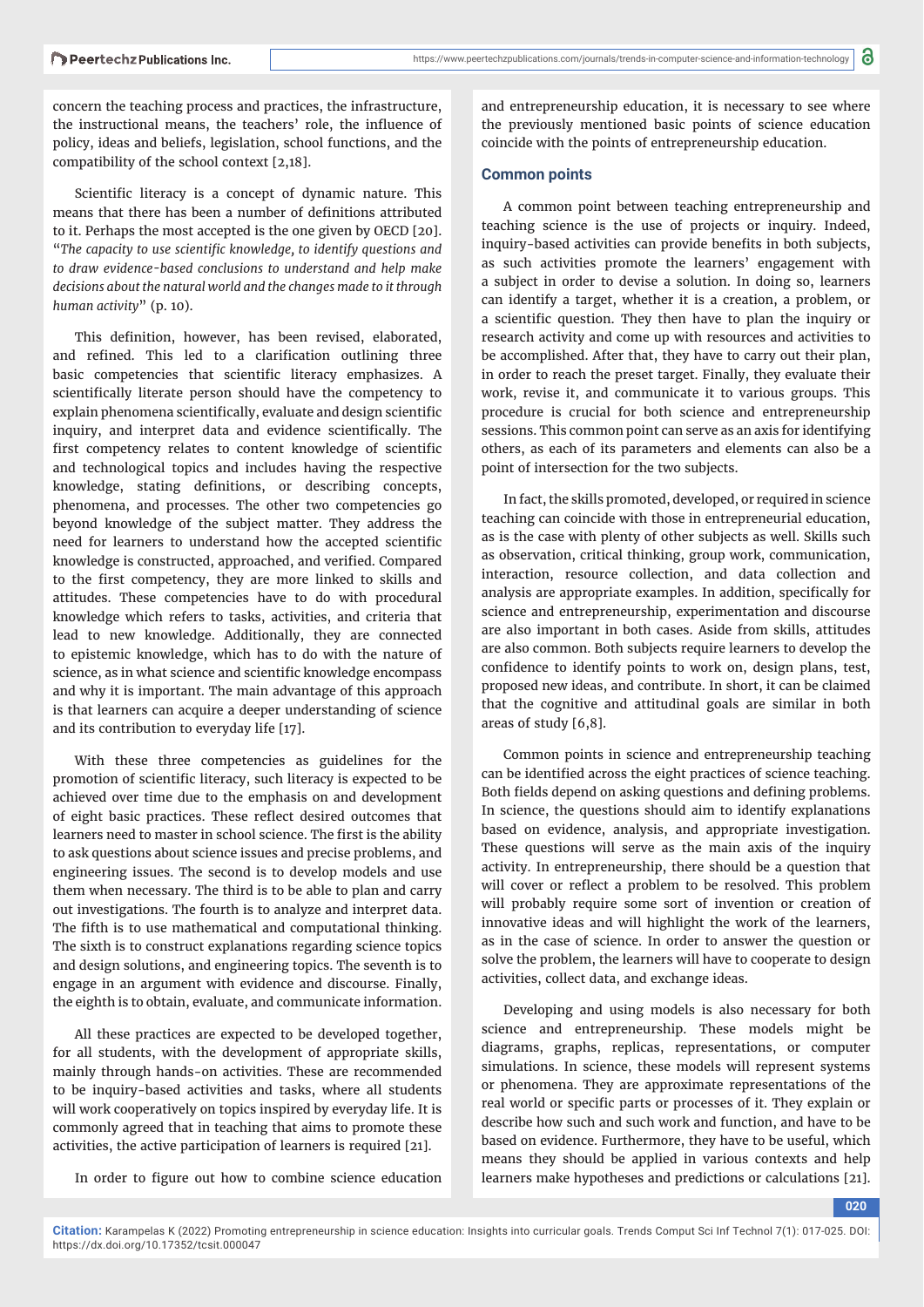concern the teaching process and practices, the infrastructure, the instructional means, the teachers' role, the influence of policy, ideas and beliefs, legislation, school functions, and the compatibility of the school context [2,18].

Scientific literacy is a concept of dynamic nature. This means that there has been a number of definitions attributed to it. Perhaps the most accepted is the one given by OECD [20]. "*The capacity to use scientific knowledge, to identify questions and to draw evidence-based conclusions to understand and help make decisions about the natural world and the changes made to it through human activity*" (p. 10).

This definition, however, has been revised, elaborated, and refined. This led to a clarification outlining three basic competencies that scientific literacy emphasizes. A scientifically literate person should have the competency to explain phenomena scientifically, evaluate and design scientific inquiry, and interpret data and evidence scientifically. The first competency relates to content knowledge of scientific and technological topics and includes having the respective knowledge, stating definitions, or describing concepts, phenomena, and processes. The other two competencies go beyond knowledge of the subject matter. They address the need for learners to understand how the accepted scientific knowledge is constructed, approached, and verified. Compared to the first competency, they are more linked to skills and attitudes. These competencies have to do with procedural knowledge which refers to tasks, activities, and criteria that lead to new knowledge. Additionally, they are connected to epistemic knowledge, which has to do with the nature of science, as in what science and scientific knowledge encompass and why it is important. The main advantage of this approach is that learners can acquire a deeper understanding of science and its contribution to everyday life [17].

With these three competencies as guidelines for the promotion of scientific literacy, such literacy is expected to be achieved over time due to the emphasis on and development of eight basic practices. These reflect desired outcomes that learners need to master in school science. The first is the ability to ask questions about science issues and precise problems, and engineering issues. The second is to develop models and use them when necessary. The third is to be able to plan and carry out investigations. The fourth is to analyze and interpret data. The fifth is to use mathematical and computational thinking. The sixth is to construct explanations regarding science topics and design solutions, and engineering topics. The seventh is to engage in an argument with evidence and discourse. Finally, the eighth is to obtain, evaluate, and communicate information.

All these practices are expected to be developed together, for all students, with the development of appropriate skills, mainly through hands-on activities. These are recommended to be inquiry-based activities and tasks, where all students will work cooperatively on topics inspired by everyday life. It is commonly agreed that in teaching that aims to promote these activities, the active participation of learners is required [21].

In order to figure out how to combine science education and entrepreneurship education, it is necessary to see where the previously mentioned basic points of science education coincide with the points of entrepreneurship education.

### Common points

A common point between teaching entrepreneurship and teaching science is the use of projects or inquiry. Indeed, inquiry-based activities can provide benefits in both subjects, as such activities promote the learners' engagement with a subject in order to devise a solution. In doing so, learners can identify a target, whether it is a creation, a problem, or a scientific question. They then have to plan the inquiry or research activity and come up with resources and activities to be accomplished. After that, they have to carry out their plan, in order to reach the preset target. Finally, they evaluate their work, revise it, and communicate it to various groups. This procedure is crucial for both science and entrepreneurship sessions. This common point can serve as an axis for identifying others, as each of its parameters and elements can also be a point of intersection for the two subjects.

In fact, the skills promoted, developed, or required in science teaching can coincide with those in entrepreneurial education, as is the case with plenty of other subjects as well. Skills such as observation, critical thinking, group work, communication, interaction, resource collection, and data collection and analysis are appropriate examples. In addition, specifically for science and entrepreneurship, experimentation and discourse are also important in both cases. Aside from skills, attitudes are also common. Both subjects require learners to develop the confidence to identify points to work on, design plans, test, proposed new ideas, and contribute. In short, it can be claimed that the cognitive and attitudinal goals are similar in both areas of study [6,8].

Common points in science and entrepreneurship teaching can be identified across the eight practices of science teaching. Both fields depend on asking questions and defining problems. In science, the questions should aim to identify explanations based on evidence, analysis, and appropriate investigation. These questions will serve as the main axis of the inquiry activity. In entrepreneurship, there should be a question that will cover or reflect a problem to be resolved. This problem will probably require some sort of invention or creation of innovative ideas and will highlight the work of the learners, as in the case of science. In order to answer the question or solve the problem, the learners will have to cooperate to design activities, collect data, and exchange ideas.

Developing and using models is also necessary for both science and entrepreneurship. These models might be diagrams, graphs, replicas, representations, or computer simulations. In science, these models will represent systems or phenomena. They are approximate representations of the real world or specific parts or processes of it. They explain or describe how such and such work and function, and have to be based on evidence. Furthermore, they have to be useful, which means they should be applied in various contexts and help learners make hypotheses and predictions or calculations [21].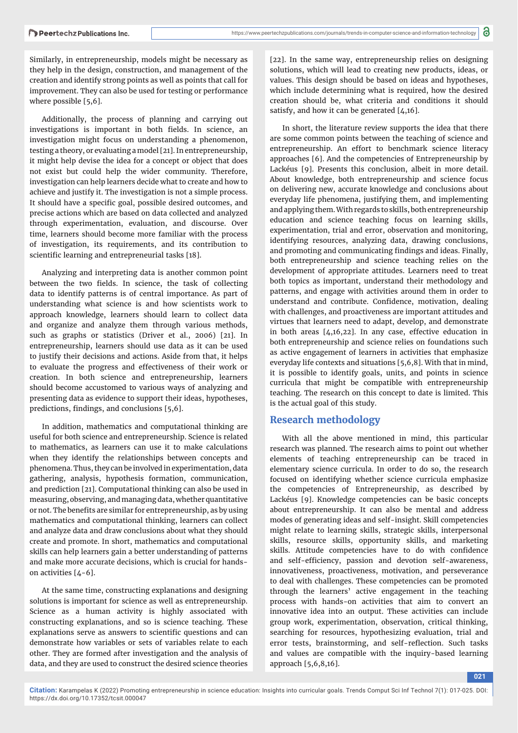Similarly, in entrepreneurship, models might be necessary as they help in the design, construction, and management of the creation and identify strong points as well as points that call for improvement. They can also be used for testing or performance where possible [5,6].

Additionally, the process of planning and carrying out investigations is important in both fields. In science, an investigation might focus on understanding a phenomenon, testing a theory, or evaluating a model [21]. In entrepreneurship, it might help devise the idea for a concept or object that does not exist but could help the wider community. Therefore, investigation can help learners decide what to create and how to achieve and justify it. The investigation is not a simple process. It should have a specific goal, possible desired outcomes, and precise actions which are based on data collected and analyzed through experimentation, evaluation, and discourse. Over time, learners should become more familiar with the process of investigation, its requirements, and its contribution to scientific learning and entrepreneurial tasks [18].

Analyzing and interpreting data is another common point between the two fields. In science, the task of collecting data to identify patterns is of central importance. As part of understanding what science is and how scientists work to approach knowledge, learners should learn to collect data and organize and analyze them through various methods, such as graphs or statistics (Driver et al., 2006) [21]. In entrepreneurship, learners should use data as it can be used to justify their decisions and actions. Aside from that, it helps to evaluate the progress and effectiveness of their work or creation. In both science and entrepreneurship, learners should become accustomed to various ways of analyzing and presenting data as evidence to support their ideas, hypotheses, predictions, findings, and conclusions [5,6].

In addition, mathematics and computational thinking are useful for both science and entrepreneurship. Science is related to mathematics, as learners can use it to make calculations when they identify the relationships between concepts and phenomena. Thus, they can be involved in experimentation, data gathering, analysis, hypothesis formation, communication, and prediction [21]. Computational thinking can also be used in measuring, observing, and managing data, whether quantitative or not. The benefits are similar for entrepreneurship, as by using mathematics and computational thinking, learners can collect and analyze data and draw conclusions about what they should create and promote. In short, mathematics and computational skills can help learners gain a better understanding of patterns and make more accurate decisions, which is crucial for hands-on activities [4-6].

At the same time, constructing explanations and designing solutions is important for science as well as entrepreneurship. Science as a human activity is highly associated with constructing explanations, and so is science teaching. These explanations serve as answers to scientific questions and can demonstrate how variables or sets of variables relate to each other. They are formed after investigation and the analysis of data, and they are used to construct the desired science theories [22]. In the same way, entrepreneurship relies on designing solutions, which will lead to creating new products, ideas, or values. This design should be based on ideas and hypotheses, which include determining what is required, how the desired creation should be, what criteria and conditions it should satisfy, and how it can be generated [4,16].

In short, the literature review supports the idea that there are some common points between the teaching of science and entrepreneurship. An effort to benchmark science literacy approaches [6]. And the competencies of Entrepreneurship by Lackéus [9]. Presents this conclusion, albeit in more detail. About knowledge, both entrepreneurship and science focus on delivering new, accurate knowledge and conclusions about everyday life phenomena, justifying them, and implementing and applying them. With regards to skills, both entrepreneurship education and science teaching focus on learning skills, experimentation, trial and error, observation and monitoring, identifying resources, analyzing data, drawing conclusions, and promoting and communicating findings and ideas. Finally, both entrepreneurship and science teaching relies on the development of appropriate attitudes. Learners need to treat both topics as important, understand their methodology and patterns, and engage with activities around them in order to understand and contribute. Confidence, motivation, dealing with challenges, and proactiveness are important attitudes and virtues that learners need to adapt, develop, and demonstrate in both areas [4,16,22]. In any case, effective education in both entrepreneurship and science relies on foundations such as active engagement of learners in activities that emphasize everyday life contexts and situations [5,6,8]. With that in mind, it is possible to identify goals, units, and points in science curricula that might be compatible with entrepreneurship teaching. The research on this concept to date is limited. This is the actual goal of this study.

## Research methodology

With all the above mentioned in mind, this particular research was planned. The research aims to point out whether elements of teaching entrepreneurship can be traced in elementary science curricula. In order to do so, the research focused on identifying whether science curricula emphasize the competencies of Entrepreneurship, as described by Lackéus [9]. Knowledge competencies can be basic concepts about entrepreneurship. It can also be mental and address modes of generating ideas and self-insight. Skill competencies might relate to learning skills, strategic skills, interpersonal skills, resource skills, opportunity skills, and marketing skills. Attitude competencies have to do with confidence and self-efficiency, passion and devotion self-awareness, innovativeness, proactiveness, motivation, and perseverance to deal with challenges. These competencies can be promoted through the learners' active engagement in the teaching process with hands-on activities that aim to convert an innovative idea into an output. These activities can include group work, experimentation, observation, critical thinking, searching for resources, hypothesizing evaluation, trial and error tests, brainstorming, and self-reflection. Such tasks and values are compatible with the inquiry-based learning approach [5,6,8,16].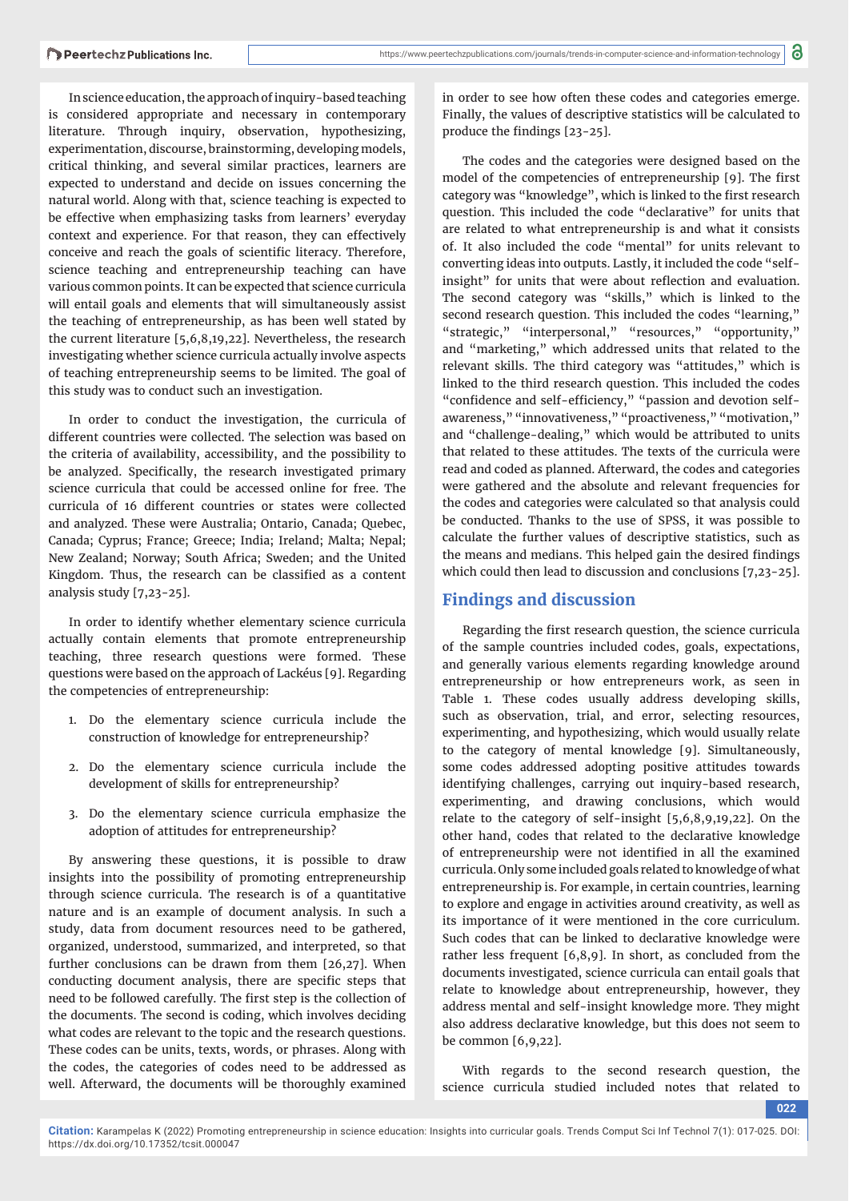In science education, the approach of inquiry-based teaching is considered appropriate and necessary in contemporary literature. Through inquiry, observation, hypothesizing, experimentation, discourse, brainstorming, developing models, critical thinking, and several similar practices, learners are expected to understand and decide on issues concerning the natural world. Along with that, science teaching is expected to be effective when emphasizing tasks from learners' everyday context and experience. For that reason, they can effectively conceive and reach the goals of scientific literacy. Therefore, science teaching and entrepreneurship teaching can have various common points. It can be expected that science curricula will entail goals and elements that will simultaneously assist the teaching of entrepreneurship, as has been well stated by the current literature [5,6,8,19,22]. Nevertheless, the research investigating whether science curricula actually involve aspects of teaching entrepreneurship seems to be limited. The goal of this study was to conduct such an investigation.

In order to conduct the investigation, the curricula of different countries were collected. The selection was based on the criteria of availability, accessibility, and the possibility to be analyzed. Specifically, the research investigated primary science curricula that could be accessed online for free. The curricula of 16 different countries or states were collected and analyzed. These were Australia; Ontario, Canada; Quebec, Canada; Cyprus; France; Greece; India; Ireland; Malta; Nepal; New Zealand; Norway; South Africa; Sweden; and the United Kingdom. Thus, the research can be classified as a content analysis study [7,23-25].

In order to identify whether elementary science curricula actually contain elements that promote entrepreneurship teaching, three research questions were formed. These questions were based on the approach of Lackéus [9]. Regarding the competencies of entrepreneurship:

1. Do the elementary science curricula include the construction of knowledge for entrepreneurship?
2. Do the elementary science curricula include the development of skills for entrepreneurship?
3. Do the elementary science curricula emphasize the adoption of attitudes for entrepreneurship?

By answering these questions, it is possible to draw insights into the possibility of promoting entrepreneurship through science curricula. The research is of a quantitative nature and is an example of document analysis. In such a study, data from document resources need to be gathered, organized, understood, summarized, and interpreted, so that further conclusions can be drawn from them [26,27]. When conducting document analysis, there are specific steps that need to be followed carefully. The first step is the collection of the documents. The second is coding, which involves deciding what codes are relevant to the topic and the research questions. These codes can be units, texts, words, or phrases. Along with the codes, the categories of codes need to be addressed as well. Afterward, the documents will be thoroughly examined in order to see how often these codes and categories emerge. Finally, the values of descriptive statistics will be calculated to produce the findings [23-25].

The codes and the categories were designed based on the model of the competencies of entrepreneurship [9]. The first category was "knowledge", which is linked to the first research question. This included the code "declarative" for units that are related to what entrepreneurship is and what it consists of. It also included the code "mental" for units relevant to converting ideas into outputs. Lastly, it included the code "self-insight" for units that were about reflection and evaluation. The second category was "skills," which is linked to the second research question. This included the codes "learning," "strategic," "interpersonal," "resources," "opportunity," and "marketing," which addressed units that related to the relevant skills. The third category was "attitudes," which is linked to the third research question. This included the codes "confidence and self-efficiency," "passion and devotion self-awareness," "innovativeness," "proactiveness," "motivation," and "challenge-dealing," which would be attributed to units that related to these attitudes. The texts of the curricula were read and coded as planned. Afterward, the codes and categories were gathered and the absolute and relevant frequencies for the codes and categories were calculated so that analysis could be conducted. Thanks to the use of SPSS, it was possible to calculate the further values of descriptive statistics, such as the means and medians. This helped gain the desired findings which could then lead to discussion and conclusions [7,23-25].

## Findings and discussion

Regarding the first research question, the science curricula of the sample countries included codes, goals, expectations, and generally various elements regarding knowledge around entrepreneurship or how entrepreneurs work, as seen in Table 1. These codes usually address developing skills, such as observation, trial, and error, selecting resources, experimenting, and hypothesizing, which would usually relate to the category of mental knowledge [9]. Simultaneously, some codes addressed adopting positive attitudes towards identifying challenges, carrying out inquiry-based research, experimenting, and drawing conclusions, which would relate to the category of self-insight [5,6,8,9,19,22]. On the other hand, codes that related to the declarative knowledge of entrepreneurship were not identified in all the examined curricula. Only some included goals related to knowledge of what entrepreneurship is. For example, in certain countries, learning to explore and engage in activities around creativity, as well as its importance of it were mentioned in the core curriculum. Such codes that can be linked to declarative knowledge were rather less frequent [6,8,9]. In short, as concluded from the documents investigated, science curricula can entail goals that relate to knowledge about entrepreneurship, however, they address mental and self-insight knowledge more. They might also address declarative knowledge, but this does not seem to be common [6,9,22].

With regards to the second research question, the science curricula studied included notes that related to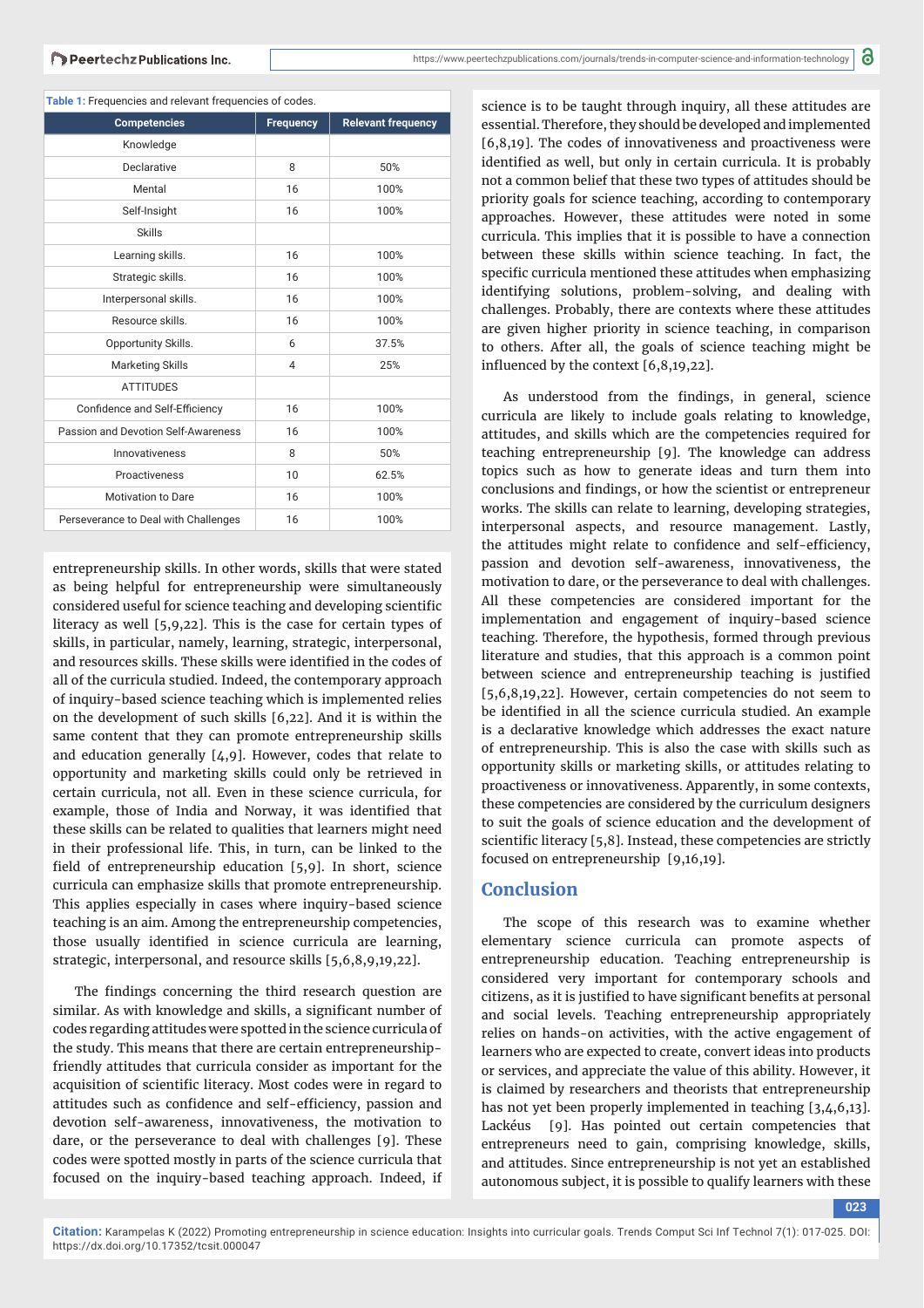Table 1: Frequencies and relevant frequencies of codes.

| Competencies | Frequency | Relevant frequency |
|---|---|---|
| Knowledge | | |
| Declarative | 8 | 50% |
| Mental | 16 | 100% |
| Self-Insight | 16 | 100% |
| Skills | | |
| Learning skills. | 16 | 100% |
| Strategic skills. | 16 | 100% |
| Interpersonal skills. | 16 | 100% |
| Resource skills. | 16 | 100% |
| Opportunity Skills. | 6 | 37.5% |
| Marketing Skills | 4 | 25% |
| ATTITUDES | | |
| Confidence and Self-Efficiency | 16 | 100% |
| Passion and Devotion Self-Awareness | 16 | 100% |
| Innovativeness | 8 | 50% |
| Proactiveness | 10 | 62.5% |
| Motivation to Dare | 16 | 100% |
| Perseverance to Deal with Challenges | 16 | 100% |

entrepreneurship skills. In other words, skills that were stated as being helpful for entrepreneurship were simultaneously considered useful for science teaching and developing scientific literacy as well [5,9,22]. This is the case for certain types of skills, in particular, namely, learning, strategic, interpersonal, and resources skills. These skills were identified in the codes of all of the curricula studied. Indeed, the contemporary approach of inquiry-based science teaching which is implemented relies on the development of such skills [6,22]. And it is within the same content that they can promote entrepreneurship skills and education generally [4,9]. However, codes that relate to opportunity and marketing skills could only be retrieved in certain curricula, not all. Even in these science curricula, for example, those of India and Norway, it was identified that these skills can be related to qualities that learners might need in their professional life. This, in turn, can be linked to the field of entrepreneurship education [5,9]. In short, science curricula can emphasize skills that promote entrepreneurship. This applies especially in cases where inquiry-based science teaching is an aim. Among the entrepreneurship competencies, those usually identified in science curricula are learning, strategic, interpersonal, and resource skills [5,6,8,9,19,22].

The findings concerning the third research question are similar. As with knowledge and skills, a significant number of codes regarding attitudes were spotted in the science curricula of the study. This means that there are certain entrepreneurship-friendly attitudes that curricula consider as important for the acquisition of scientific literacy. Most codes were in regard to attitudes such as confidence and self-efficiency, passion and devotion self-awareness, innovativeness, the motivation to dare, or the perseverance to deal with challenges [9]. These codes were spotted mostly in parts of the science curricula that focused on the inquiry-based teaching approach. Indeed, if science is to be taught through inquiry, all these attitudes are essential. Therefore, they should be developed and implemented [6,8,19]. The codes of innovativeness and proactiveness were identified as well, but only in certain curricula. It is probably not a common belief that these two types of attitudes should be priority goals for science teaching, according to contemporary approaches. However, these attitudes were noted in some curricula. This implies that it is possible to have a connection between these skills within science teaching. In fact, the specific curricula mentioned these attitudes when emphasizing identifying solutions, problem-solving, and dealing with challenges. Probably, there are contexts where these attitudes are given higher priority in science teaching, in comparison to others. After all, the goals of science teaching might be influenced by the context [6,8,19,22].

As understood from the findings, in general, science curricula are likely to include goals relating to knowledge, attitudes, and skills which are the competencies required for teaching entrepreneurship [9]. The knowledge can address topics such as how to generate ideas and turn them into conclusions and findings, or how the scientist or entrepreneur works. The skills can relate to learning, developing strategies, interpersonal aspects, and resource management. Lastly, the attitudes might relate to confidence and self-efficiency, passion and devotion self-awareness, innovativeness, the motivation to dare, or the perseverance to deal with challenges. All these competencies are considered important for the implementation and engagement of inquiry-based science teaching. Therefore, the hypothesis, formed through previous literature and studies, that this approach is a common point between science and entrepreneurship teaching is justified [5,6,8,19,22]. However, certain competencies do not seem to be identified in all the science curricula studied. An example is a declarative knowledge which addresses the exact nature of entrepreneurship. This is also the case with skills such as opportunity skills or marketing skills, or attitudes relating to proactiveness or innovativeness. Apparently, in some contexts, these competencies are considered by the curriculum designers to suit the goals of science education and the development of scientific literacy [5,8]. Instead, these competencies are strictly focused on entrepreneurship [9,16,19].

## Conclusion

The scope of this research was to examine whether elementary science curricula can promote aspects of entrepreneurship education. Teaching entrepreneurship is considered very important for contemporary schools and citizens, as it is justified to have significant benefits at personal and social levels. Teaching entrepreneurship appropriately relies on hands-on activities, with the active engagement of learners who are expected to create, convert ideas into products or services, and appreciate the value of this ability. However, it is claimed by researchers and theorists that entrepreneurship has not yet been properly implemented in teaching [3,4,6,13]. Lackéus [9]. Has pointed out certain competencies that entrepreneurs need to gain, comprising knowledge, skills, and attitudes. Since entrepreneurship is not yet an established autonomous subject, it is possible to qualify learners with these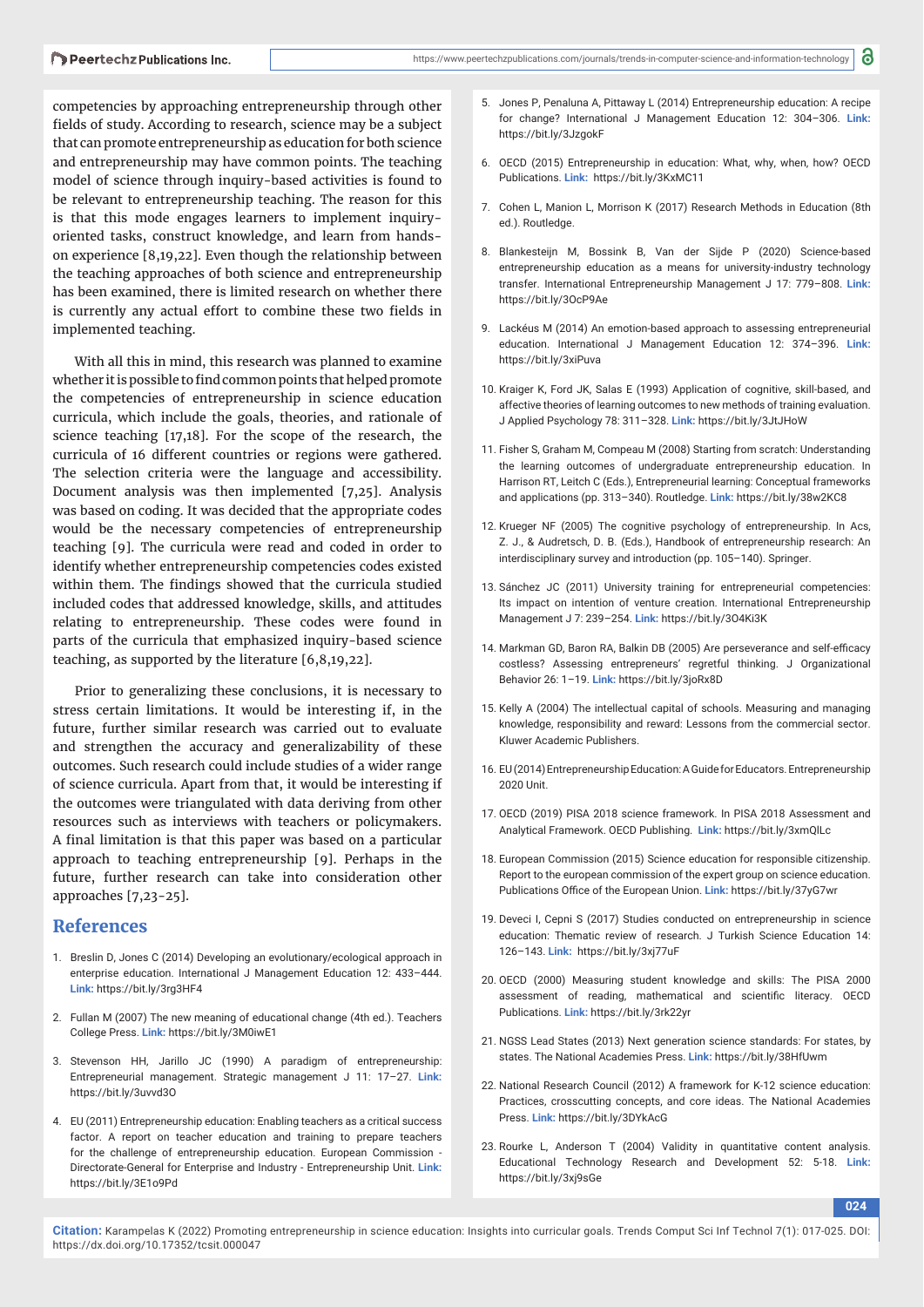competencies by approaching entrepreneurship through other fields of study. According to research, science may be a subject that can promote entrepreneurship as education for both science and entrepreneurship may have common points. The teaching model of science through inquiry-based activities is found to be relevant to entrepreneurship teaching. The reason for this is that this mode engages learners to implement inquiry-oriented tasks, construct knowledge, and learn from hands-on experience [8,19,22]. Even though the relationship between the teaching approaches of both science and entrepreneurship has been examined, there is limited research on whether there is currently any actual effort to combine these two fields in implemented teaching.

With all this in mind, this research was planned to examine whether it is possible to find common points that helped promote the competencies of entrepreneurship in science education curricula, which include the goals, theories, and rationale of science teaching [17,18]. For the scope of the research, the curricula of 16 different countries or regions were gathered. The selection criteria were the language and accessibility. Document analysis was then implemented [7,25]. Analysis was based on coding. It was decided that the appropriate codes would be the necessary competencies of entrepreneurship teaching [9]. The curricula were read and coded in order to identify whether entrepreneurship competencies codes existed within them. The findings showed that the curricula studied included codes that addressed knowledge, skills, and attitudes relating to entrepreneurship. These codes were found in parts of the curricula that emphasized inquiry-based science teaching, as supported by the literature [6,8,19,22].

Prior to generalizing these conclusions, it is necessary to stress certain limitations. It would be interesting if, in the future, further similar research was carried out to evaluate and strengthen the accuracy and generalizability of these outcomes. Such research could include studies of a wider range of science curricula. Apart from that, it would be interesting if the outcomes were triangulated with data deriving from other resources such as interviews with teachers or policymakers. A final limitation is that this paper was based on a particular approach to teaching entrepreneurship [9]. Perhaps in the future, further research can take into consideration other approaches [7,23-25].

## References

1. Breslin D, Jones C (2014) Developing an evolutionary/ecological approach in enterprise education. International J Management Education 12: 433–444. **Link:** https://bit.ly/3rg3HF4

2. Fullan M (2007) The new meaning of educational change (4th ed.). Teachers College Press. **Link:** https://bit.ly/3M0iwE1

3. Stevenson HH, Jarillo JC (1990) A paradigm of entrepreneurship: Entrepreneurial management. Strategic management J 11: 17–27. **Link:** https://bit.ly/3uvvd3O

4. EU (2011) Entrepreneurship education: Enabling teachers as a critical success factor. A report on teacher education and training to prepare teachers for the challenge of entrepreneurship education. European Commission - Directorate-General for Enterprise and Industry - Entrepreneurship Unit. **Link:** https://bit.ly/3E1o9Pd

5. Jones P, Penaluna A, Pittaway L (2014) Entrepreneurship education: A recipe for change? International J Management Education 12: 304–306. **Link:** https://bit.ly/3JzgokF

6. OECD (2015) Entrepreneurship in education: What, why, when, how? OECD Publications. **Link:** https://bit.ly/3KxMC11

7. Cohen L, Manion L, Morrison K (2017) Research Methods in Education (8th ed.). Routledge.

8. Blankesteijn M, Bossink B, Van der Sijde P (2020) Science-based entrepreneurship education as a means for university-industry technology transfer. International Entrepreneurship Management J 17: 779–808. **Link:** https://bit.ly/3OcP9Ae

9. Lackéus M (2014) An emotion-based approach to assessing entrepreneurial education. International J Management Education 12: 374–396. **Link:** https://bit.ly/3xiPuva

10. Kraiger K, Ford JK, Salas E (1993) Application of cognitive, skill-based, and affective theories of learning outcomes to new methods of training evaluation. J Applied Psychology 78: 311–328. **Link:** https://bit.ly/3JtJHoW

11. Fisher S, Graham M, Compeau M (2008) Starting from scratch: Understanding the learning outcomes of undergraduate entrepreneurship education. In Harrison RT, Leitch C (Eds.), Entrepreneurial learning: Conceptual frameworks and applications (pp. 313–340). Routledge. **Link:** https://bit.ly/38w2KC8

12. Krueger NF (2005) The cognitive psychology of entrepreneurship. In Acs, Z. J., & Audretsch, D. B. (Eds.), Handbook of entrepreneurship research: An interdisciplinary survey and introduction (pp. 105–140). Springer.

13. Sánchez JC (2011) University training for entrepreneurial competencies: Its impact on intention of venture creation. International Entrepreneurship Management J 7: 239–254. **Link:** https://bit.ly/3O4Ki3K

14. Markman GD, Baron RA, Balkin DB (2005) Are perseverance and self-efficacy costless? Assessing entrepreneurs' regretful thinking. J Organizational Behavior 26: 1–19. **Link:** https://bit.ly/3joRx8D

15. Kelly A (2004) The intellectual capital of schools. Measuring and managing knowledge, responsibility and reward: Lessons from the commercial sector. Kluwer Academic Publishers.

16. EU (2014) Entrepreneurship Education: A Guide for Educators. Entrepreneurship 2020 Unit.

17. OECD (2019) PISA 2018 science framework. In PISA 2018 Assessment and Analytical Framework. OECD Publishing. **Link:** https://bit.ly/3xmQlLc

18. European Commission (2015) Science education for responsible citizenship. Report to the european commission of the expert group on science education. Publications Office of the European Union. **Link:** https://bit.ly/37yG7wr

19. Deveci I, Cepni S (2017) Studies conducted on entrepreneurship in science education: Thematic review of research. J Turkish Science Education 14: 126–143. **Link:** https://bit.ly/3xj77uF

20. OECD (2000) Measuring student knowledge and skills: The PISA 2000 assessment of reading, mathematical and scientific literacy. OECD Publications. **Link:** https://bit.ly/3rk22yr

21. NGSS Lead States (2013) Next generation science standards: For states, by states. The National Academies Press. **Link:** https://bit.ly/38HfUwm

22. National Research Council (2012) A framework for K-12 science education: Practices, crosscutting concepts, and core ideas. The National Academies Press. **Link:** https://bit.ly/3DYkAcG

23. Rourke L, Anderson T (2004) Validity in quantitative content analysis. Educational Technology Research and Development 52: 5-18. **Link:** https://bit.ly/3xj9sGe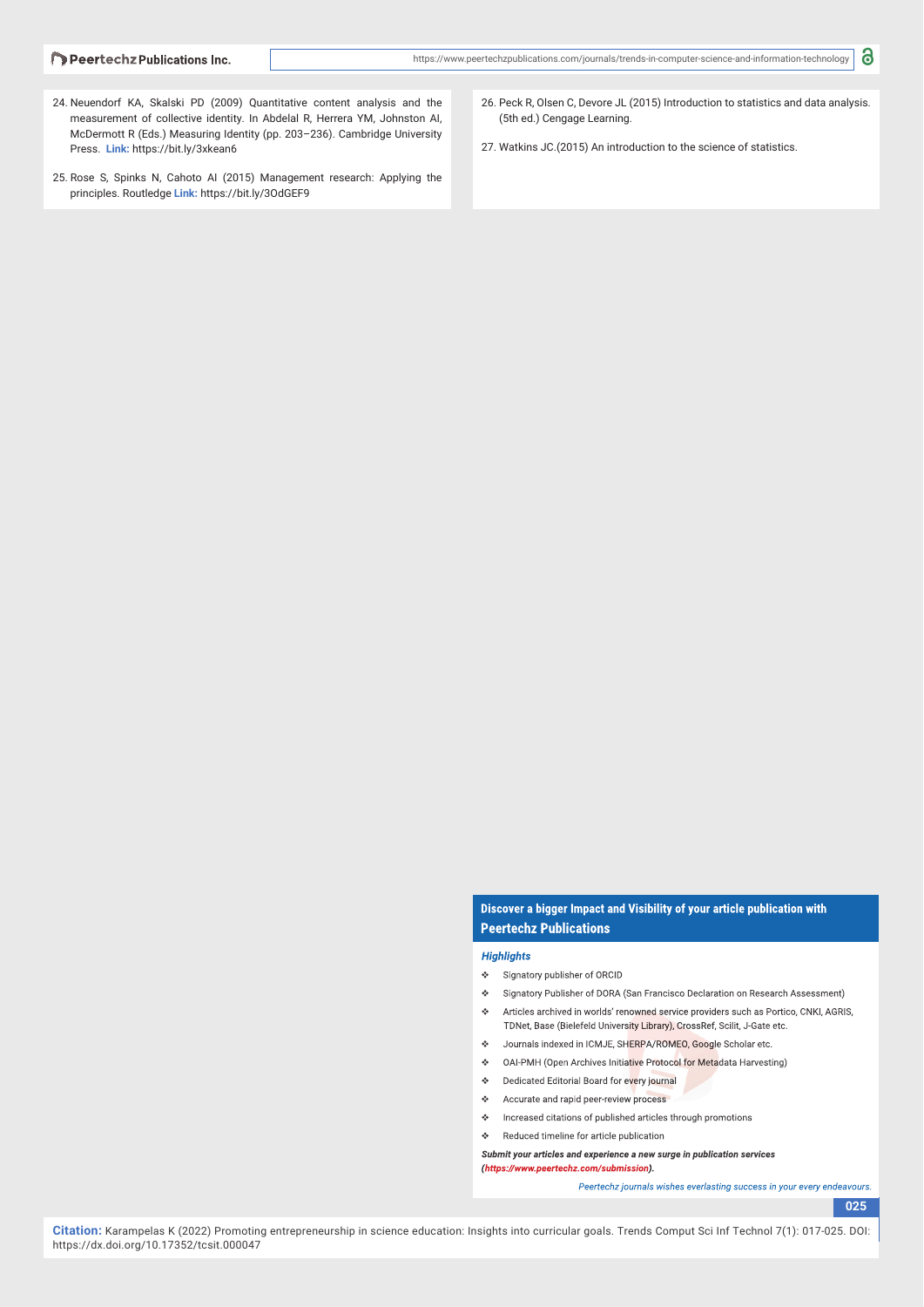24. Neuendorf KA, Skalski PD (2009) Quantitative content analysis and the measurement of collective identity. In Abdelal R, Herrera YM, Johnston AI, McDermott R (Eds.) Measuring Identity (pp. 203–236). Cambridge University Press. **Link:** https://bit.ly/3xkean6

25. Rose S, Spinks N, Cahoto AI (2015) Management research: Applying the principles. Routledge **Link:** https://bit.ly/3OdGEF9

26. Peck R, Olsen C, Devore JL (2015) Introduction to statistics and data analysis. (5th ed.) Cengage Learning.

27. Watkins JC.(2015) An introduction to the science of statistics.

**Discover a bigger Impact and Visibility of your article publication with Peertechz Publications**

***Highlights***

- Signatory publisher of ORCID
- Signatory Publisher of DORA (San Francisco Declaration on Research Assessment)
- Articles archived in worlds' renowned service providers such as Portico, CNKI, AGRIS, TDNet, Base (Bielefeld University Library), CrossRef, Scilit, J-Gate etc.
- Journals indexed in ICMJE, SHERPA/ROMEO, Google Scholar etc.
- OAI-PMH (Open Archives Initiative Protocol for Metadata Harvesting)
- Dedicated Editorial Board for every journal
- Accurate and rapid peer-review process
- Increased citations of published articles through promotions
- Reduced timeline for article publication

***Submit your articles and experience a new surge in publication services (https://www.peertechz.com/submission).***

*Peertechz journals wishes everlasting success in your every endeavours.*

**Citation:** Karampelas K (2022) Promoting entrepreneurship in science education: Insights into curricular goals. Trends Comput Sci Inf Technol 7(1): 017-025. DOI: https://dx.doi.org/10.17352/tcsit.000047